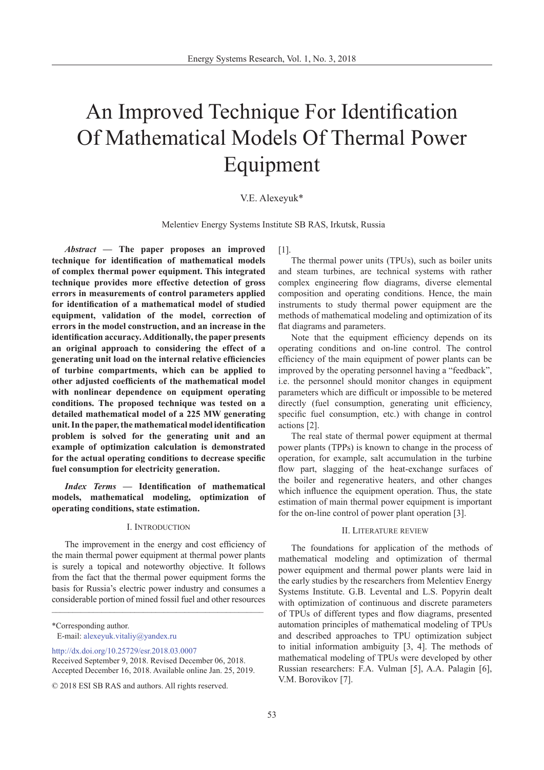# An Improved Technique For Identification Of Mathematical Models Of Thermal Power Equipment

V.E. Alexeyuk*

Melentiev Energy Systems Institute SB RAS, Irkutsk, Russia

***Abstract* — The paper proposes an improved technique for identification of mathematical models of complex thermal power equipment. This integrated technique provides more effective detection of gross errors in measurements of control parameters applied for identification of a mathematical model of studied equipment, validation of the model, correction of errors in the model construction, and an increase in the identification accuracy. Additionally, the paper presents an original approach to considering the effect of a generating unit load on the internal relative efficiencies of turbine compartments, which can be applied to other adjusted coefficients of the mathematical model with nonlinear dependence on equipment operating conditions. The proposed technique was tested on a detailed mathematical model of a 225 MW generating unit. In the paper, the mathematical model identification problem is solved for the generating unit and an example of optimization calculation is demonstrated for the actual operating conditions to decrease specific fuel consumption for electricity generation.**

***Index Terms* — Identification of mathematical models, mathematical modeling, optimization of operating conditions, state estimation.**

## I. Introduction

The improvement in the energy and cost efficiency of the main thermal power equipment at thermal power plants is surely a topical and noteworthy objective. It follows from the fact that the thermal power equipment forms the basis for Russia's electric power industry and consumes a considerable portion of mined fossil fuel and other resources [1].

The thermal power units (TPUs), such as boiler units and steam turbines, are technical systems with rather complex engineering flow diagrams, diverse elemental composition and operating conditions. Hence, the main instruments to study thermal power equipment are the methods of mathematical modeling and optimization of its flat diagrams and parameters.

Note that the equipment efficiency depends on its operating conditions and on-line control. The control efficiency of the main equipment of power plants can be improved by the operating personnel having a "feedback", i.e. the personnel should monitor changes in equipment parameters which are difficult or impossible to be metered directly (fuel consumption, generating unit efficiency, specific fuel consumption, etc.) with change in control actions [2].

The real state of thermal power equipment at thermal power plants (TPPs) is known to change in the process of operation, for example, salt accumulation in the turbine flow part, slagging of the heat-exchange surfaces of the boiler and regenerative heaters, and other changes which influence the equipment operation. Thus, the state estimation of main thermal power equipment is important for the on-line control of power plant operation [3].

## II. Literature review

The foundations for application of the methods of mathematical modeling and optimization of thermal power equipment and thermal power plants were laid in the early studies by the researchers from Melentiev Energy Systems Institute. G.B. Levental and L.S. Popyrin dealt with optimization of continuous and discrete parameters of TPUs of different types and flow diagrams, presented automation principles of mathematical modeling of TPUs and described approaches to TPU optimization subject to initial information ambiguity [3, 4]. The methods of mathematical modeling of TPUs were developed by other Russian researchers: F.A. Vulman [5], A.A. Palagin [6], V.M. Borovikov [7].

---

*Corresponding author.
E-mail: alexeyuk.vitaliy@yandex.ru

http://dx.doi.org/10.25729/esr.2018.03.0007
Received September 9, 2018. Revised December 06, 2018.
Accepted December 16, 2018. Available online Jan. 25, 2019.

© 2018 ESI SB RAS and authors. All rights reserved.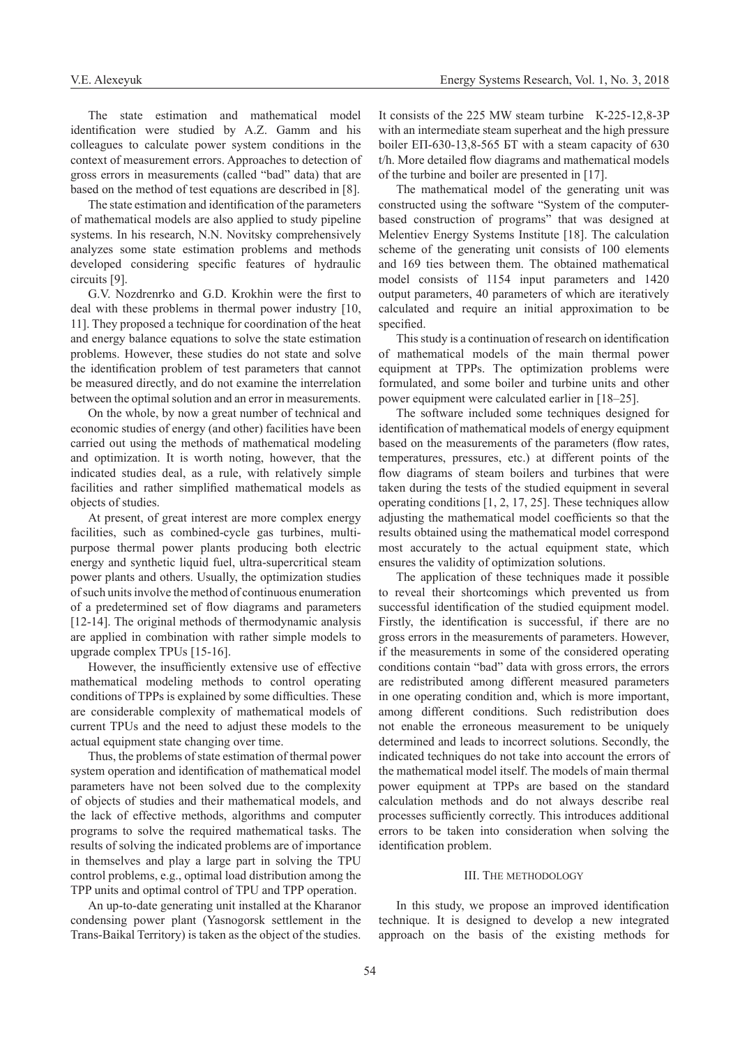The state estimation and mathematical model identification were studied by A.Z. Gamm and his colleagues to calculate power system conditions in the context of measurement errors. Approaches to detection of gross errors in measurements (called "bad" data) that are based on the method of test equations are described in [8].

The state estimation and identification of the parameters of mathematical models are also applied to study pipeline systems. In his research, N.N. Novitsky comprehensively analyzes some state estimation problems and methods developed considering specific features of hydraulic circuits [9].

G.V. Nozdrenrko and G.D. Krokhin were the first to deal with these problems in thermal power industry [10, 11]. They proposed a technique for coordination of the heat and energy balance equations to solve the state estimation problems. However, these studies do not state and solve the identification problem of test parameters that cannot be measured directly, and do not examine the interrelation between the optimal solution and an error in measurements.

On the whole, by now a great number of technical and economic studies of energy (and other) facilities have been carried out using the methods of mathematical modeling and optimization. It is worth noting, however, that the indicated studies deal, as a rule, with relatively simple facilities and rather simplified mathematical models as objects of studies.

At present, of great interest are more complex energy facilities, such as combined-cycle gas turbines, multi-purpose thermal power plants producing both electric energy and synthetic liquid fuel, ultra-supercritical steam power plants and others. Usually, the optimization studies of such units involve the method of continuous enumeration of a predetermined set of flow diagrams and parameters [12-14]. The original methods of thermodynamic analysis are applied in combination with rather simple models to upgrade complex TPUs [15-16].

However, the insufficiently extensive use of effective mathematical modeling methods to control operating conditions of TPPs is explained by some difficulties. These are considerable complexity of mathematical models of current TPUs and the need to adjust these models to the actual equipment state changing over time.

Thus, the problems of state estimation of thermal power system operation and identification of mathematical model parameters have not been solved due to the complexity of objects of studies and their mathematical models, and the lack of effective methods, algorithms and computer programs to solve the required mathematical tasks. The results of solving the indicated problems are of importance in themselves and play a large part in solving the TPU control problems, e.g., optimal load distribution among the TPP units and optimal control of TPU and TPP operation.

An up-to-date generating unit installed at the Kharanor condensing power plant (Yasnogorsk settlement in the Trans-Baikal Territory) is taken as the object of the studies. It consists of the 225 MW steam turbine К-225-12,8-3Р with an intermediate steam superheat and the high pressure boiler ЕП-630-13,8-565 БТ with a steam capacity of 630 t/h. More detailed flow diagrams and mathematical models of the turbine and boiler are presented in [17].

The mathematical model of the generating unit was constructed using the software "System of the computer-based construction of programs" that was designed at Melentiev Energy Systems Institute [18]. The calculation scheme of the generating unit consists of 100 elements and 169 ties between them. The obtained mathematical model consists of 1154 input parameters and 1420 output parameters, 40 parameters of which are iteratively calculated and require an initial approximation to be specified.

This study is a continuation of research on identification of mathematical models of the main thermal power equipment at TPPs. The optimization problems were formulated, and some boiler and turbine units and other power equipment were calculated earlier in [18–25].

The software included some techniques designed for identification of mathematical models of energy equipment based on the measurements of the parameters (flow rates, temperatures, pressures, etc.) at different points of the flow diagrams of steam boilers and turbines that were taken during the tests of the studied equipment in several operating conditions [1, 2, 17, 25]. These techniques allow adjusting the mathematical model coefficients so that the results obtained using the mathematical model correspond most accurately to the actual equipment state, which ensures the validity of optimization solutions.

The application of these techniques made it possible to reveal their shortcomings which prevented us from successful identification of the studied equipment model. Firstly, the identification is successful, if there are no gross errors in the measurements of parameters. However, if the measurements in some of the considered operating conditions contain "bad" data with gross errors, the errors are redistributed among different measured parameters in one operating condition and, which is more important, among different conditions. Such redistribution does not enable the erroneous measurement to be uniquely determined and leads to incorrect solutions. Secondly, the indicated techniques do not take into account the errors of the mathematical model itself. The models of main thermal power equipment at TPPs are based on the standard calculation methods and do not always describe real processes sufficiently correctly. This introduces additional errors to be taken into consideration when solving the identification problem.

## III. The methodology

In this study, we propose an improved identification technique. It is designed to develop a new integrated approach on the basis of the existing methods for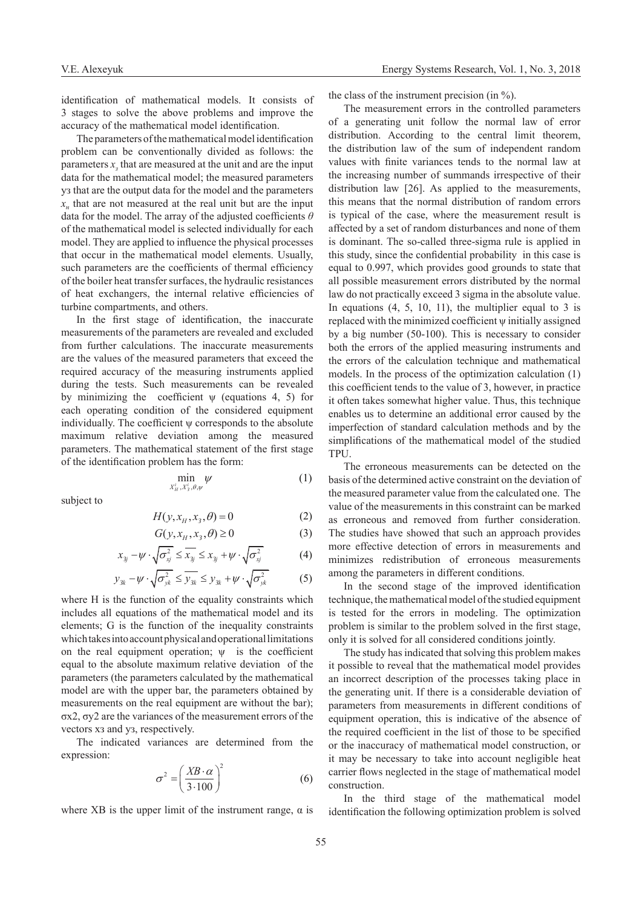identification of mathematical models. It consists of 3 stages to solve the above problems and improve the accuracy of the mathematical model identification.

The parameters of the mathematical model identification problem can be conventionally divided as follows: the parameters $x_з$ that are measured at the unit and are the input data for the mathematical model; the measured parameters $y_з$ that are the output data for the model and the parameters $x_н$ that are not measured at the real unit but are the input data for the model. The array of the adjusted coefficients $\theta$ of the mathematical model is selected individually for each model. They are applied to influence the physical processes that occur in the mathematical model elements. Usually, such parameters are the coefficients of thermal efficiency of the boiler heat transfer surfaces, the hydraulic resistances of heat exchangers, the internal relative efficiencies of turbine compartments, and others.

In the first stage of identification, the inaccurate measurements of the parameters are revealed and excluded from further calculations. The inaccurate measurements are the values of the measured parameters that exceed the required accuracy of the measuring instruments applied during the tests. Such measurements can be revealed by minimizing the coefficient $\psi$ (equations 4, 5) for each operating condition of the considered equipment individually. The coefficient $\psi$ corresponds to the absolute maximum relative deviation among the measured parameters. The mathematical statement of the first stage of the identification problem has the form:

$$\min_{X_H^i, X_З^i, \theta, \psi} \psi \tag{1}$$

subject to

$$H(y, x_H, x_з, \theta) = 0 \tag{2}$$

$$G(y, x_H, x_з, \theta) \geq 0 \tag{3}$$

$$x_{зj} - \psi \cdot \sqrt{\sigma_{xj}^2} \leq \overline{x_{зj}} \leq x_{зj} + \psi \cdot \sqrt{\sigma_{xj}^2} \tag{4}$$

$$y_{зk} - \psi \cdot \sqrt{\sigma_{yk}^2} \leq \overline{y_{зk}} \leq y_{зk} + \psi \cdot \sqrt{\sigma_{yk}^2} \tag{5}$$

where H is the function of the equality constraints which includes all equations of the mathematical model and its elements; G is the function of the inequality constraints which takes into account physical and operational limitations on the real equipment operation; $\psi$ is the coefficient equal to the absolute maximum relative deviation of the parameters (the parameters calculated by the mathematical model are with the upper bar, the parameters obtained by measurements on the real equipment are without the bar); $\sigma x2$, $\sigma y2$ are the variances of the measurement errors of the vectors $x_з$ and $y_з$, respectively.

The indicated variances are determined from the expression:

$$\sigma^2 = \left( \frac{XB \cdot \alpha}{3 \cdot 100} \right)^2 \tag{6}$$

where XB is the upper limit of the instrument range, $\alpha$ is the class of the instrument precision (in %).

The measurement errors in the controlled parameters of a generating unit follow the normal law of error distribution. According to the central limit theorem, the distribution law of the sum of independent random values with finite variances tends to the normal law at the increasing number of summands irrespective of their distribution law [26]. As applied to the measurements, this means that the normal distribution of random errors is typical of the case, where the measurement result is affected by a set of random disturbances and none of them is dominant. The so-called three-sigma rule is applied in this study, since the confidential probability in this case is equal to 0.997, which provides good grounds to state that all possible measurement errors distributed by the normal law do not practically exceed 3 sigma in the absolute value. In equations (4, 5, 10, 11), the multiplier equal to 3 is replaced with the minimized coefficient $\psi$ initially assigned by a big number (50-100). This is necessary to consider both the errors of the applied measuring instruments and the errors of the calculation technique and mathematical models. In the process of the optimization calculation (1) this coefficient tends to the value of 3, however, in practice it often takes somewhat higher value. Thus, this technique enables us to determine an additional error caused by the imperfection of standard calculation methods and by the simplifications of the mathematical model of the studied TPU.

The erroneous measurements can be detected on the basis of the determined active constraint on the deviation of the measured parameter value from the calculated one. The value of the measurements in this constraint can be marked as erroneous and removed from further consideration. The studies have showed that such an approach provides more effective detection of errors in measurements and minimizes redistribution of erroneous measurements among the parameters in different conditions.

In the second stage of the improved identification technique, the mathematical model of the studied equipment is tested for the errors in modeling. The optimization problem is similar to the problem solved in the first stage, only it is solved for all considered conditions jointly.

The study has indicated that solving this problem makes it possible to reveal that the mathematical model provides an incorrect description of the processes taking place in the generating unit. If there is a considerable deviation of parameters from measurements in different conditions of equipment operation, this is indicative of the absence of the required coefficient in the list of those to be specified or the inaccuracy of mathematical model construction, or it may be necessary to take into account negligible heat carrier flows neglected in the stage of mathematical model construction.

In the third stage of the mathematical model identification the following optimization problem is solved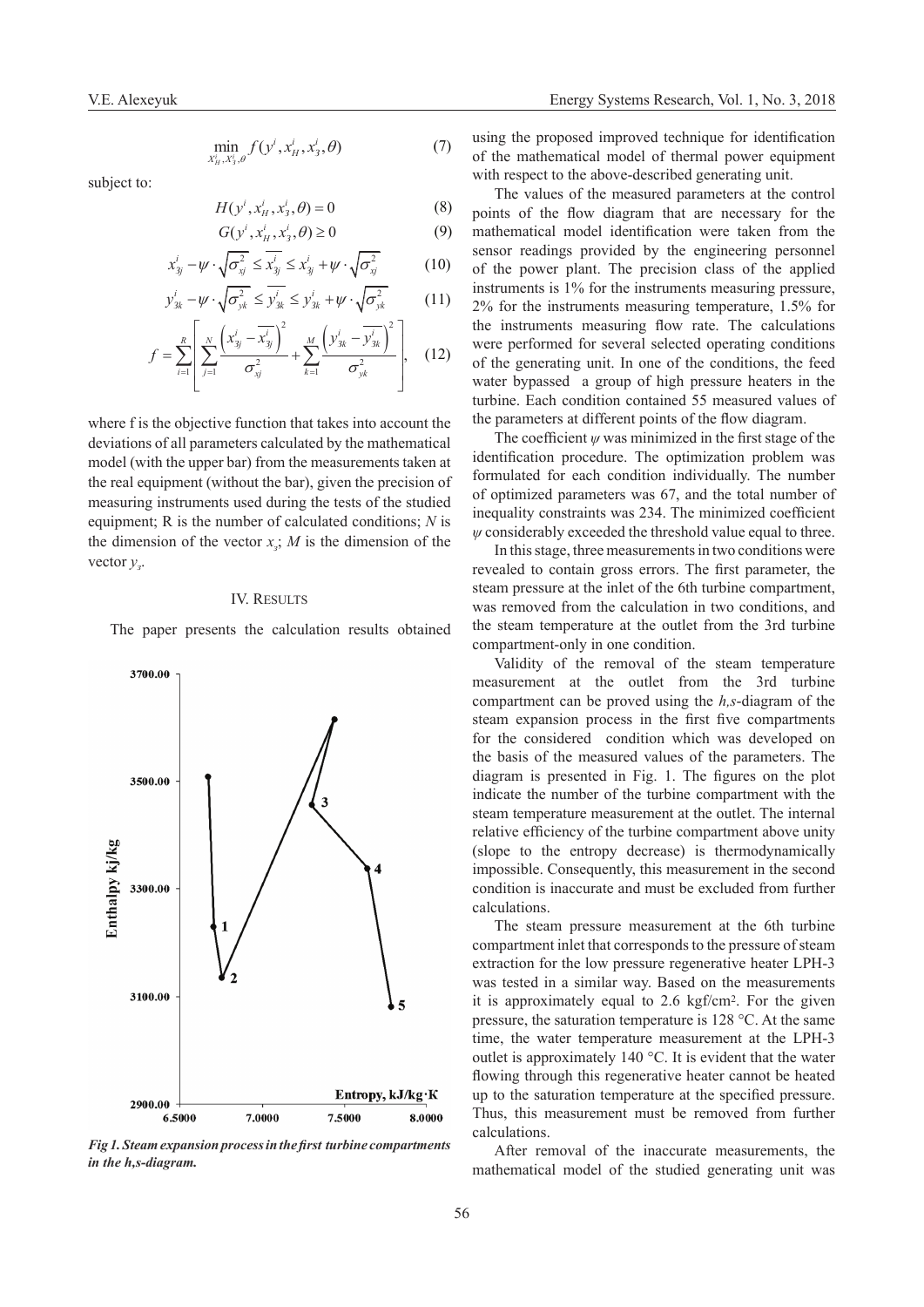$$\min_{x_H^i, x_3^i, \theta} f(y^i, x_H^i, x_3^i, \theta) \tag{7}$$

subject to:

$$H(y^i, x_H^i, x_3^i, \theta) = 0 \tag{8}$$

$$G(y^i, x_H^i, x_3^i, \theta) \geq 0 \tag{9}$$

$$x_{3j}^i - \psi \cdot \sqrt{\sigma_{xj}^2} \leq \overline{x_{3j}^i} \leq x_{3j}^i + \psi \cdot \sqrt{\sigma_{xj}^2} \tag{10}$$

$$y_{3k}^i - \psi \cdot \sqrt{\sigma_{yk}^2} \leq \overline{y_{3k}^i} \leq y_{3k}^i + \psi \cdot \sqrt{\sigma_{yk}^2} \tag{11}$$

$$f = \sum_{i=1}^{R} \left[ \sum_{j=1}^{N} \frac{\left(x_{3j}^i - \overline{x_{3j}^i}\right)^2}{\sigma_{xj}^2} + \sum_{k=1}^{M} \frac{\left(y_{3k}^i - \overline{y_{3k}^i}\right)^2}{\sigma_{yk}^2} \right], \tag{12}$$

where f is the objective function that takes into account the deviations of all parameters calculated by the mathematical model (with the upper bar) from the measurements taken at the real equipment (without the bar), given the precision of measuring instruments used during the tests of the studied equipment; R is the number of calculated conditions; $N$ is the dimension of the vector $x_3$; $M$ is the dimension of the vector $y_3$.

## IV. Results

The paper presents the calculation results obtained using the proposed improved technique for identification of the mathematical model of thermal power equipment with respect to the above-described generating unit.

The values of the measured parameters at the control points of the flow diagram that are necessary for the mathematical model identification were taken from the sensor readings provided by the engineering personnel of the power plant. The precision class of the applied instruments is 1% for the instruments measuring pressure, 2% for the instruments measuring temperature, 1.5% for the instruments measuring flow rate. The calculations were performed for several selected operating conditions of the generating unit. In one of the conditions, the feed water bypassed a group of high pressure heaters in the turbine. Each condition contained 55 measured values of the parameters at different points of the flow diagram.

The coefficient $\psi$ was minimized in the first stage of the identification procedure. The optimization problem was formulated for each condition individually. The number of optimized parameters was 67, and the total number of inequality constraints was 234. The minimized coefficient $\psi$ considerably exceeded the threshold value equal to three.

In this stage, three measurements in two conditions were revealed to contain gross errors. The first parameter, the steam pressure at the inlet of the 6th turbine compartment, was removed from the calculation in two conditions, and the steam temperature at the outlet from the 3rd turbine compartment-only in one condition.

Validity of the removal of the steam temperature measurement at the outlet from the 3rd turbine compartment can be proved using the *h,s*-diagram of the steam expansion process in the first five compartments for the considered condition which was developed on the basis of the measured values of the parameters. The diagram is presented in Fig. 1. The figures on the plot indicate the number of the turbine compartment with the steam temperature measurement at the outlet. The internal relative efficiency of the turbine compartment above unity (slope to the entropy decrease) is thermodynamically impossible. Consequently, this measurement in the second condition is inaccurate and must be excluded from further calculations.

*Fig 1. Steam expansion process in the first turbine compartments in the h,s-diagram.*

The steam pressure measurement at the 6th turbine compartment inlet that corresponds to the pressure of steam extraction for the low pressure regenerative heater LPH-3 was tested in a similar way. Based on the measurements it is approximately equal to 2.6 kgf/cm². For the given pressure, the saturation temperature is 128 °C. At the same time, the water temperature measurement at the LPH-3 outlet is approximately 140 °C. It is evident that the water flowing through this regenerative heater cannot be heated up to the saturation temperature at the specified pressure. Thus, this measurement must be removed from further calculations.

After removal of the inaccurate measurements, the mathematical model of the studied generating unit was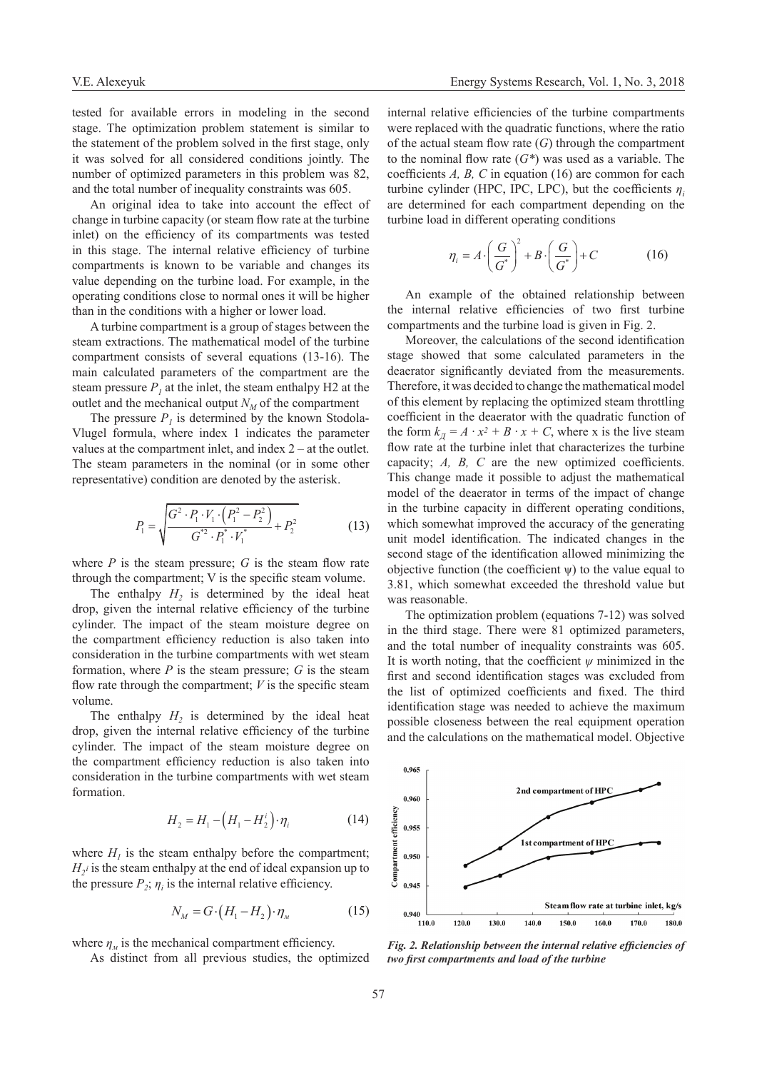tested for available errors in modeling in the second stage. The optimization problem statement is similar to the statement of the problem solved in the first stage, only it was solved for all considered conditions jointly. The number of optimized parameters in this problem was 82, and the total number of inequality constraints was 605.

An original idea to take into account the effect of change in turbine capacity (or steam flow rate at the turbine inlet) on the efficiency of its compartments was tested in this stage. The internal relative efficiency of turbine compartments is known to be variable and changes its value depending on the turbine load. For example, in the operating conditions close to normal ones it will be higher than in the conditions with a higher or lower load.

A turbine compartment is a group of stages between the steam extractions. The mathematical model of the turbine compartment consists of several equations (13-16). The main calculated parameters of the compartment are the steam pressure $P_1$ at the inlet, the steam enthalpy H2 at the outlet and the mechanical output $N_M$ of the compartment

The pressure $P_1$ is determined by the known Stodola-Vlugel formula, where index 1 indicates the parameter values at the compartment inlet, and index 2 – at the outlet. The steam parameters in the nominal (or in some other representative) condition are denoted by the asterisk.

$$P_1 = \sqrt{\frac{G^2 \cdot P_1 \cdot V_1 \cdot \left(P_1^2 - P_2^2\right)}{G^{*2} \cdot P_1^* \cdot V_1^*} + P_2^2} \tag{13}$$

where $P$ is the steam pressure; $G$ is the steam flow rate through the compartment; V is the specific steam volume.

The enthalpy $H_2$ is determined by the ideal heat drop, given the internal relative efficiency of the turbine cylinder. The impact of the steam moisture degree on the compartment efficiency reduction is also taken into consideration in the turbine compartments with wet steam formation, where $P$ is the steam pressure; $G$ is the steam flow rate through the compartment; $V$ is the specific steam volume.

The enthalpy $H_2$ is determined by the ideal heat drop, given the internal relative efficiency of the turbine cylinder. The impact of the steam moisture degree on the compartment efficiency reduction is also taken into consideration in the turbine compartments with wet steam formation.

$$H_2 = H_1 - \left(H_1 - H_2^i\right) \cdot \eta_i \tag{14}$$

where $H_1$ is the steam enthalpy before the compartment; $H_2{}^i$ is the steam enthalpy at the end of ideal expansion up to the pressure $P_2$; $\eta_i$ is the internal relative efficiency.

$$N_M = G \cdot \left(H_1 - H_2\right) \cdot \eta_м \tag{15}$$

where $\eta_м$ is the mechanical compartment efficiency.

As distinct from all previous studies, the optimized internal relative efficiencies of the turbine compartments were replaced with the quadratic functions, where the ratio of the actual steam flow rate ($G$) through the compartment to the nominal flow rate ($G^*$) was used as a variable. The coefficients $A, B, C$ in equation (16) are common for each turbine cylinder (HPC, IPC, LPC), but the coefficients $\eta_i$ are determined for each compartment depending on the turbine load in different operating conditions

$$\eta_i = A \cdot \left(\frac{G}{G^*}\right)^2 + B \cdot \left(\frac{G}{G^*}\right) + C \tag{16}$$

An example of the obtained relationship between the internal relative efficiencies of two first turbine compartments and the turbine load is given in Fig. 2.

Moreover, the calculations of the second identification stage showed that some calculated parameters in the deaerator significantly deviated from the measurements. Therefore, it was decided to change the mathematical model of this element by replacing the optimized steam throttling coefficient in the deaerator with the quadratic function of the form $k_Д = A \cdot x^2 + B \cdot x + C$, where x is the live steam flow rate at the turbine inlet that characterizes the turbine capacity; $A$, $B$, $C$ are the new optimized coefficients. This change made it possible to adjust the mathematical model of the deaerator in terms of the impact of change in the turbine capacity in different operating conditions, which somewhat improved the accuracy of the generating unit model identification. The indicated changes in the second stage of the identification allowed minimizing the objective function (the coefficient ψ) to the value equal to 3.81, which somewhat exceeded the threshold value but was reasonable.

The optimization problem (equations 7-12) was solved in the third stage. There were 81 optimized parameters, and the total number of inequality constraints was 605. It is worth noting, that the coefficient $\psi$ minimized in the first and second identification stages was excluded from the list of optimized coefficients and fixed. The third identification stage was needed to achieve the maximum possible closeness between the real equipment operation and the calculations on the mathematical model. Objective

*Fig. 2. Relationship between the internal relative efficiencies of two first compartments and load of the turbine*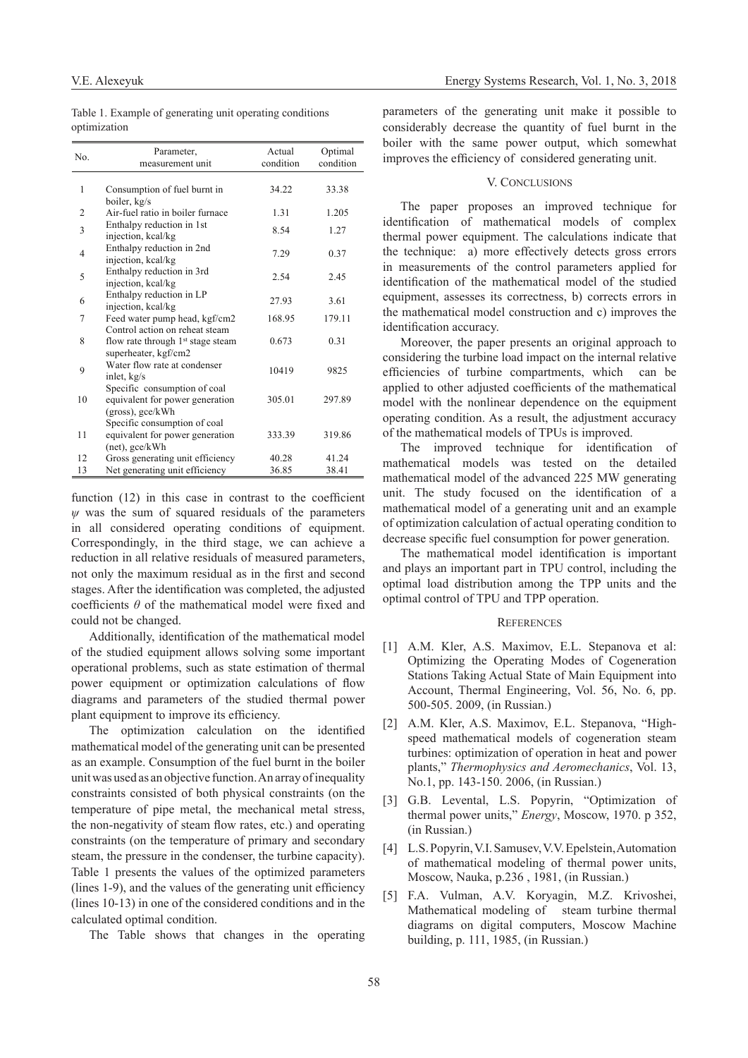Table 1. Example of generating unit operating conditions optimization

| No. | Parameter, measurement unit | Actual condition | Optimal condition |
|---|---|---|---|
| 1 | Consumption of fuel burnt in boiler, kg/s | 34.22 | 33.38 |
| 2 | Air-fuel ratio in boiler furnace | 1.31 | 1.205 |
| 3 | Enthalpy reduction in 1st injection, kcal/kg | 8.54 | 1.27 |
| 4 | Enthalpy reduction in 2nd injection, kcal/kg | 7.29 | 0.37 |
| 5 | Enthalpy reduction in 3rd injection, kcal/kg | 2.54 | 2.45 |
| 6 | Enthalpy reduction in LP injection, kcal/kg | 27.93 | 3.61 |
| 7 | Feed water pump head, kgf/cm2 | 168.95 | 179.11 |
| 8 | Control action on reheat steam flow rate through 1st stage steam superheater, kgf/cm2 | 0.673 | 0.31 |
| 9 | Water flow rate at condenser inlet, kg/s | 10419 | 9825 |
| 10 | Specific consumption of coal equivalent for power generation (gross), gce/kWh | 305.01 | 297.89 |
| 11 | Specific consumption of coal equivalent for power generation (net), gce/kWh | 333.39 | 319.86 |
| 12 | Gross generating unit efficiency | 40.28 | 41.24 |
| 13 | Net generating unit efficiency | 36.85 | 38.41 |

function (12) in this case in contrast to the coefficient $\psi$ was the sum of squared residuals of the parameters in all considered operating conditions of equipment. Correspondingly, in the third stage, we can achieve a reduction in all relative residuals of measured parameters, not only the maximum residual as in the first and second stages. After the identification was completed, the adjusted coefficients $\theta$ of the mathematical model were fixed and could not be changed.

Additionally, identification of the mathematical model of the studied equipment allows solving some important operational problems, such as state estimation of thermal power equipment or optimization calculations of flow diagrams and parameters of the studied thermal power plant equipment to improve its efficiency.

The optimization calculation on the identified mathematical model of the generating unit can be presented as an example. Consumption of the fuel burnt in the boiler unit was used as an objective function. An array of inequality constraints consisted of both physical constraints (on the temperature of pipe metal, the mechanical metal stress, the non-negativity of steam flow rates, etc.) and operating constraints (on the temperature of primary and secondary steam, the pressure in the condenser, the turbine capacity). Table 1 presents the values of the optimized parameters (lines 1-9), and the values of the generating unit efficiency (lines 10-13) in one of the considered conditions and in the calculated optimal condition.

The Table shows that changes in the operating parameters of the generating unit make it possible to considerably decrease the quantity of fuel burnt in the boiler with the same power output, which somewhat improves the efficiency of considered generating unit.

## V. Conclusions

The paper proposes an improved technique for identification of mathematical models of complex thermal power equipment. The calculations indicate that the technique: a) more effectively detects gross errors in measurements of the control parameters applied for identification of the mathematical model of the studied equipment, assesses its correctness, b) corrects errors in the mathematical model construction and c) improves the identification accuracy.

Moreover, the paper presents an original approach to considering the turbine load impact on the internal relative efficiencies of turbine compartments, which can be applied to other adjusted coefficients of the mathematical model with the nonlinear dependence on the equipment operating condition. As a result, the adjustment accuracy of the mathematical models of TPUs is improved.

The improved technique for identification of mathematical models was tested on the detailed mathematical model of the advanced 225 MW generating unit. The study focused on the identification of a mathematical model of a generating unit and an example of optimization calculation of actual operating condition to decrease specific fuel consumption for power generation.

The mathematical model identification is important and plays an important part in TPU control, including the optimal load distribution among the TPP units and the optimal control of TPU and TPP operation.

## References

[1] A.M. Kler, A.S. Maximov, E.L. Stepanova et al: Optimizing the Operating Modes of Cogeneration Stations Taking Actual State of Main Equipment into Account, Thermal Engineering, Vol. 56, No. 6, pp. 500-505. 2009, (in Russian.)

[2] A.M. Kler, A.S. Maximov, E.L. Stepanova, "High-speed mathematical models of cogeneration steam turbines: optimization of operation in heat and power plants," *Thermophysics and Aeromechanics*, Vol. 13, No.1, pp. 143-150. 2006, (in Russian.)

[3] G.B. Levental, L.S. Popyrin, "Optimization of thermal power units," *Energy*, Moscow, 1970. p 352, (in Russian.)

[4] L.S. Popyrin, V.I. Samusev, V.V. Epelstein, Automation of mathematical modeling of thermal power units, Moscow, Nauka, p.236 , 1981, (in Russian.)

[5] F.A. Vulman, A.V. Koryagin, M.Z. Krivoshei, Mathematical modeling of steam turbine thermal diagrams on digital computers, Moscow Machine building, p. 111, 1985, (in Russian.)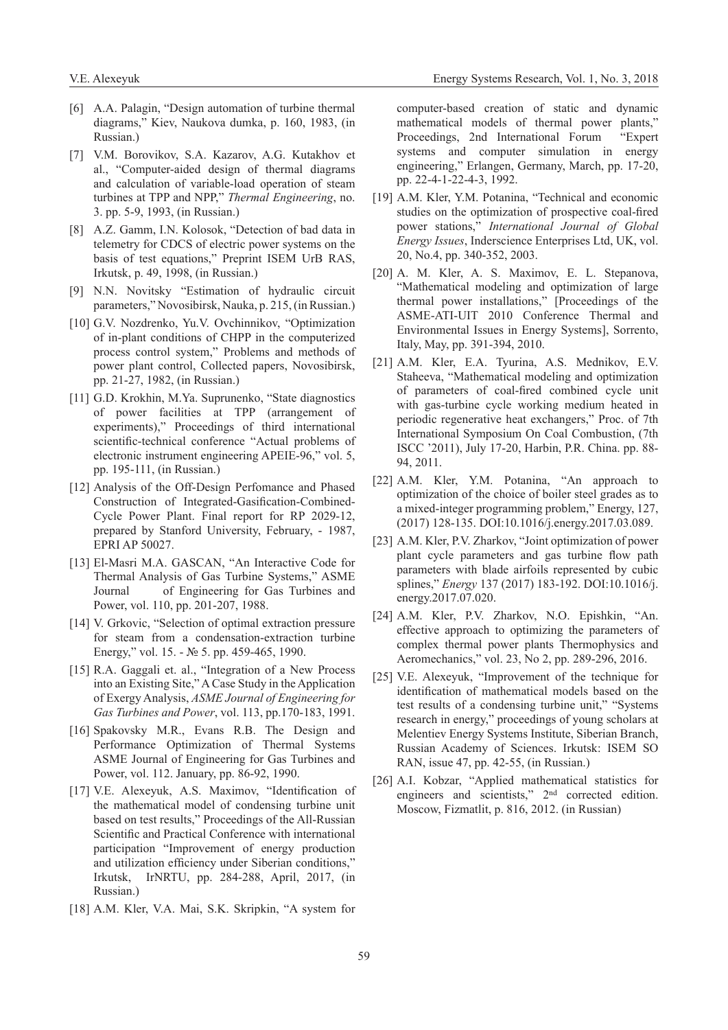[6] A.A. Palagin, "Design automation of turbine thermal diagrams," Kiev, Naukova dumka, p. 160, 1983, (in Russian.)

[7] V.M. Borovikov, S.A. Kazarov, A.G. Kutakhov et al., "Computer-aided design of thermal diagrams and calculation of variable-load operation of steam turbines at TPP and NPP," *Thermal Engineering*, no. 3. pp. 5-9, 1993, (in Russian.)

[8] A.Z. Gamm, I.N. Kolosok, "Detection of bad data in telemetry for CDCS of electric power systems on the basis of test equations," Preprint ISEM UrB RAS, Irkutsk, p. 49, 1998, (in Russian.)

[9] N.N. Novitsky "Estimation of hydraulic circuit parameters," Novosibirsk, Nauka, p. 215, (in Russian.)

[10] G.V. Nozdrenko, Yu.V. Ovchinnikov, "Optimization of in-plant conditions of CHPP in the computerized process control system," Problems and methods of power plant control, Collected papers, Novosibirsk, pp. 21-27, 1982, (in Russian.)

[11] G.D. Krokhin, M.Ya. Suprunenko, "State diagnostics of power facilities at TPP (arrangement of experiments)," Proceedings of third international scientific-technical conference "Actual problems of electronic instrument engineering APEIE-96," vol. 5, pp. 195-111, (in Russian.)

[12] Analysis of the Off-Design Perfomance and Phased Construction of Integrated-Gasification-Combined-Cycle Power Plant. Final report for RP 2029-12, prepared by Stanford University, February, - 1987, EPRI AP 50027.

[13] El-Masri M.A. GASCAN, "An Interactive Code for Thermal Analysis of Gas Turbine Systems," ASME Journal of Engineering for Gas Turbines and Power, vol. 110, pp. 201-207, 1988.

[14] V. Grkovic, "Selection of optimal extraction pressure for steam from a condensation-extraction turbine Energy," vol. 15. - № 5. pp. 459-465, 1990.

[15] R.A. Gaggali et. al., "Integration of a New Process into an Existing Site," A Case Study in the Application of Exergy Analysis, *ASME Journal of Engineering for Gas Turbines and Power*, vol. 113, pp.170-183, 1991.

[16] Spakovsky M.R., Evans R.B. The Design and Performance Optimization of Thermal Systems ASME Journal of Engineering for Gas Turbines and Power, vol. 112. January, pp. 86-92, 1990.

[17] V.E. Alexeyuk, A.S. Maximov, "Identification of the mathematical model of condensing turbine unit based on test results," Proceedings of the All-Russian Scientific and Practical Conference with international participation "Improvement of energy production and utilization efficiency under Siberian conditions," Irkutsk, IrNRTU, pp. 284-288, April, 2017, (in Russian.)

[18] A.M. Kler, V.A. Mai, S.K. Skripkin, "A system for computer-based creation of static and dynamic mathematical models of thermal power plants," Proceedings, 2nd International Forum "Expert systems and computer simulation in energy engineering," Erlangen, Germany, March, pp. 17-20, pp. 22-4-1-22-4-3, 1992.

[19] A.M. Kler, Y.M. Potanina, "Technical and economic studies on the optimization of prospective coal-fired power stations," *International Journal of Global Energy Issues*, Inderscience Enterprises Ltd, UK, vol. 20, No.4, pp. 340-352, 2003.

[20] A. M. Kler, A. S. Maximov, E. L. Stepanova, "Mathematical modeling and optimization of large thermal power installations," [Proceedings of the ASME-ATI-UIT 2010 Conference Thermal and Environmental Issues in Energy Systems], Sorrento, Italy, May, pp. 391-394, 2010.

[21] A.M. Kler, E.A. Tyurina, A.S. Mednikov, E.V. Staheeva, "Mathematical modeling and optimization of parameters of coal-fired combined cycle unit with gas-turbine cycle working medium heated in periodic regenerative heat exchangers," Proc. of 7th International Symposium On Coal Combustion, (7th ISCC '2011), July 17-20, Harbin, P.R. China. pp. 88-94, 2011.

[22] A.M. Kler, Y.M. Potanina, "An approach to optimization of the choice of boiler steel grades as to a mixed-integer programming problem," Energy, 127, (2017) 128-135. DOI:10.1016/j.energy.2017.03.089.

[23] A.M. Kler, P.V. Zharkov, "Joint optimization of power plant cycle parameters and gas turbine flow path parameters with blade airfoils represented by cubic splines," *Energy* 137 (2017) 183-192. DOI:10.1016/j.energy.2017.07.020.

[24] A.M. Kler, P.V. Zharkov, N.O. Epishkin, "An. effective approach to optimizing the parameters of complex thermal power plants Thermophysics and Aeromechanics," vol. 23, No 2, pp. 289-296, 2016.

[25] V.E. Alexeyuk, "Improvement of the technique for identification of mathematical models based on the test results of a condensing turbine unit," "Systems research in energy," proceedings of young scholars at Melentiev Energy Systems Institute, Siberian Branch, Russian Academy of Sciences. Irkutsk: ISEM SO RAN, issue 47, pp. 42-55, (in Russian.)

[26] A.I. Kobzar, "Applied mathematical statistics for engineers and scientists," 2nd corrected edition. Moscow, Fizmatlit, p. 816, 2012. (in Russian)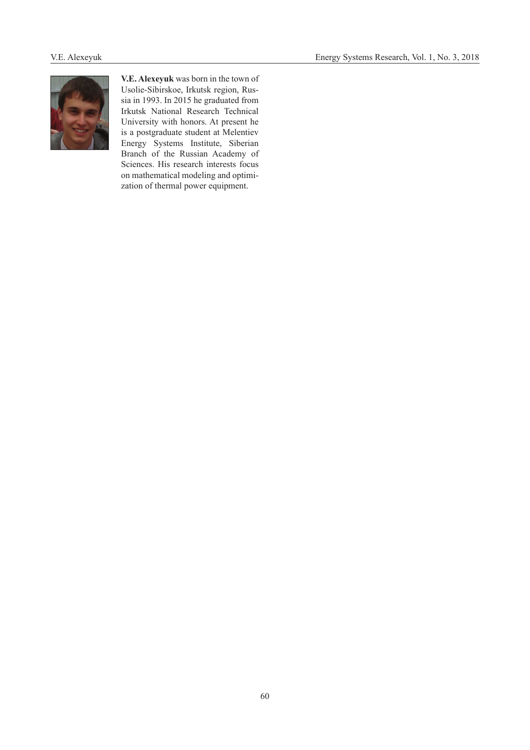**V.E. Alexeyuk** was born in the town of Usolie-Sibirskoe, Irkutsk region, Russia in 1993. In 2015 he graduated from Irkutsk National Research Technical University with honors. At present he is a postgraduate student at Melentiev Energy Systems Institute, Siberian Branch of the Russian Academy of Sciences. His research interests focus on mathematical modeling and optimization of thermal power equipment.